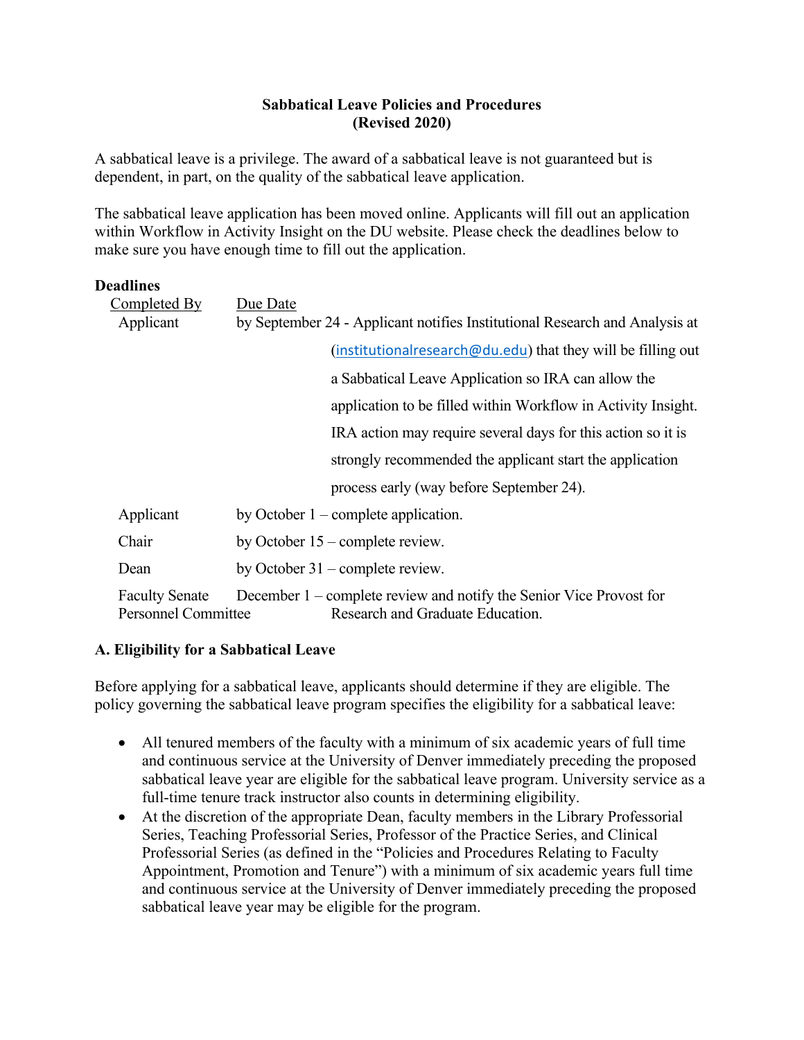**Sabbatical Leave Policies and Procedures**
**(Revised 2020)**

A sabbatical leave is a privilege. The award of a sabbatical leave is not guaranteed but is dependent, in part, on the quality of the sabbatical leave application.

The sabbatical leave application has been moved online. Applicants will fill out an application within Workflow in Activity Insight on the DU website. Please check the deadlines below to make sure you have enough time to fill out the application.

**Deadlines**

| Completed By | Due Date |
|---|---|
| Applicant | by September 24 - Applicant notifies Institutional Research and Analysis at (institutionalresearch@du.edu) that they will be filling out a Sabbatical Leave Application so IRA can allow the application to be filled within Workflow in Activity Insight. IRA action may require several days for this action so it is strongly recommended the applicant start the application process early (way before September 24). |
| Applicant | by October 1 – complete application. |
| Chair | by October 15 – complete review. |
| Dean | by October 31 – complete review. |
| Faculty Senate Personnel Committee | December 1 – complete review and notify the Senior Vice Provost for Research and Graduate Education. |

**A. Eligibility for a Sabbatical Leave**

Before applying for a sabbatical leave, applicants should determine if they are eligible. The policy governing the sabbatical leave program specifies the eligibility for a sabbatical leave:

- All tenured members of the faculty with a minimum of six academic years of full time and continuous service at the University of Denver immediately preceding the proposed sabbatical leave year are eligible for the sabbatical leave program. University service as a full-time tenure track instructor also counts in determining eligibility.
- At the discretion of the appropriate Dean, faculty members in the Library Professorial Series, Teaching Professorial Series, Professor of the Practice Series, and Clinical Professorial Series (as defined in the "Policies and Procedures Relating to Faculty Appointment, Promotion and Tenure") with a minimum of six academic years full time and continuous service at the University of Denver immediately preceding the proposed sabbatical leave year may be eligible for the program.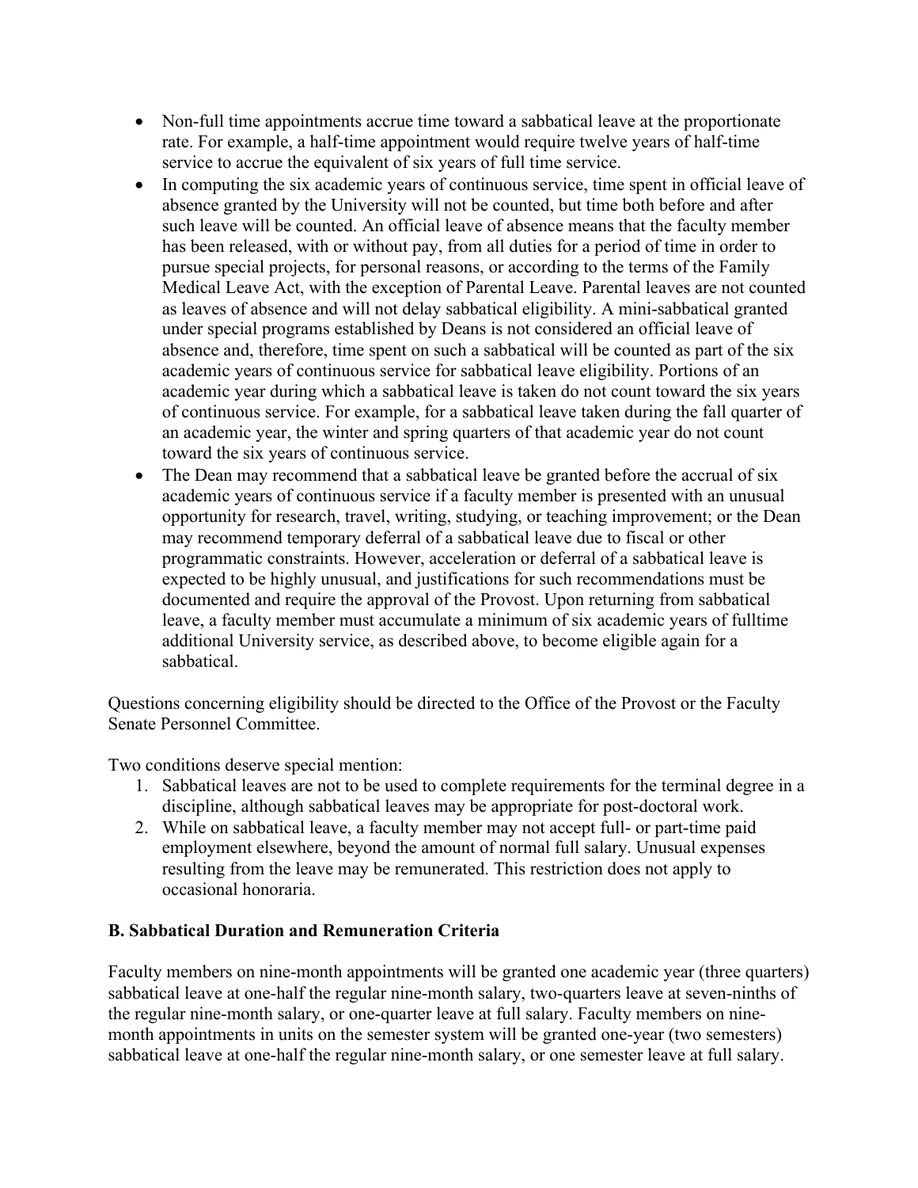- Non-full time appointments accrue time toward a sabbatical leave at the proportionate rate. For example, a half-time appointment would require twelve years of half-time service to accrue the equivalent of six years of full time service.
- In computing the six academic years of continuous service, time spent in official leave of absence granted by the University will not be counted, but time both before and after such leave will be counted. An official leave of absence means that the faculty member has been released, with or without pay, from all duties for a period of time in order to pursue special projects, for personal reasons, or according to the terms of the Family Medical Leave Act, with the exception of Parental Leave. Parental leaves are not counted as leaves of absence and will not delay sabbatical eligibility. A mini-sabbatical granted under special programs established by Deans is not considered an official leave of absence and, therefore, time spent on such a sabbatical will be counted as part of the six academic years of continuous service for sabbatical leave eligibility. Portions of an academic year during which a sabbatical leave is taken do not count toward the six years of continuous service. For example, for a sabbatical leave taken during the fall quarter of an academic year, the winter and spring quarters of that academic year do not count toward the six years of continuous service.
- The Dean may recommend that a sabbatical leave be granted before the accrual of six academic years of continuous service if a faculty member is presented with an unusual opportunity for research, travel, writing, studying, or teaching improvement; or the Dean may recommend temporary deferral of a sabbatical leave due to fiscal or other programmatic constraints. However, acceleration or deferral of a sabbatical leave is expected to be highly unusual, and justifications for such recommendations must be documented and require the approval of the Provost. Upon returning from sabbatical leave, a faculty member must accumulate a minimum of six academic years of fulltime additional University service, as described above, to become eligible again for a sabbatical.

Questions concerning eligibility should be directed to the Office of the Provost or the Faculty Senate Personnel Committee.

Two conditions deserve special mention:

1. Sabbatical leaves are not to be used to complete requirements for the terminal degree in a discipline, although sabbatical leaves may be appropriate for post-doctoral work.
2. While on sabbatical leave, a faculty member may not accept full- or part-time paid employment elsewhere, beyond the amount of normal full salary. Unusual expenses resulting from the leave may be remunerated. This restriction does not apply to occasional honoraria.

**B. Sabbatical Duration and Remuneration Criteria**

Faculty members on nine-month appointments will be granted one academic year (three quarters) sabbatical leave at one-half the regular nine-month salary, two-quarters leave at seven-ninths of the regular nine-month salary, or one-quarter leave at full salary. Faculty members on nine-month appointments in units on the semester system will be granted one-year (two semesters) sabbatical leave at one-half the regular nine-month salary, or one semester leave at full salary.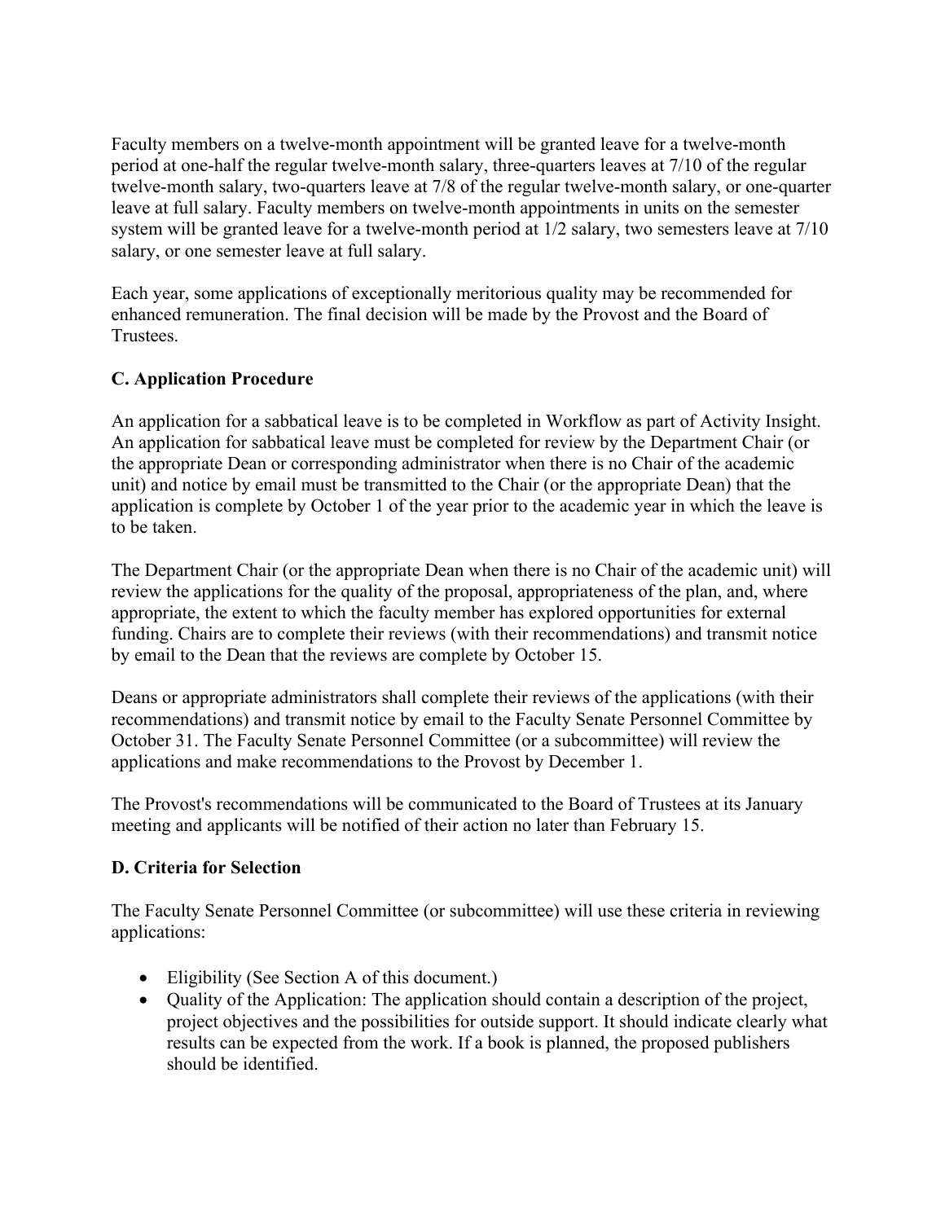Faculty members on a twelve-month appointment will be granted leave for a twelve-month period at one-half the regular twelve-month salary, three-quarters leaves at 7/10 of the regular twelve-month salary, two-quarters leave at 7/8 of the regular twelve-month salary, or one-quarter leave at full salary. Faculty members on twelve-month appointments in units on the semester system will be granted leave for a twelve-month period at 1/2 salary, two semesters leave at 7/10 salary, or one semester leave at full salary.

Each year, some applications of exceptionally meritorious quality may be recommended for enhanced remuneration. The final decision will be made by the Provost and the Board of Trustees.

### C. Application Procedure

An application for a sabbatical leave is to be completed in Workflow as part of Activity Insight. An application for sabbatical leave must be completed for review by the Department Chair (or the appropriate Dean or corresponding administrator when there is no Chair of the academic unit) and notice by email must be transmitted to the Chair (or the appropriate Dean) that the application is complete by October 1 of the year prior to the academic year in which the leave is to be taken.

The Department Chair (or the appropriate Dean when there is no Chair of the academic unit) will review the applications for the quality of the proposal, appropriateness of the plan, and, where appropriate, the extent to which the faculty member has explored opportunities for external funding. Chairs are to complete their reviews (with their recommendations) and transmit notice by email to the Dean that the reviews are complete by October 15.

Deans or appropriate administrators shall complete their reviews of the applications (with their recommendations) and transmit notice by email to the Faculty Senate Personnel Committee by October 31. The Faculty Senate Personnel Committee (or a subcommittee) will review the applications and make recommendations to the Provost by December 1.

The Provost's recommendations will be communicated to the Board of Trustees at its January meeting and applicants will be notified of their action no later than February 15.

### D. Criteria for Selection

The Faculty Senate Personnel Committee (or subcommittee) will use these criteria in reviewing applications:

- Eligibility (See Section A of this document.)
- Quality of the Application: The application should contain a description of the project, project objectives and the possibilities for outside support. It should indicate clearly what results can be expected from the work. If a book is planned, the proposed publishers should be identified.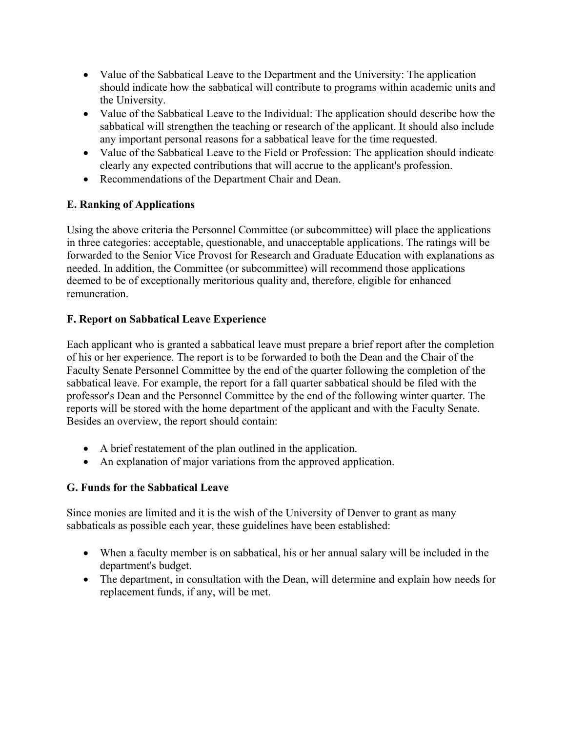- Value of the Sabbatical Leave to the Department and the University: The application should indicate how the sabbatical will contribute to programs within academic units and the University.
- Value of the Sabbatical Leave to the Individual: The application should describe how the sabbatical will strengthen the teaching or research of the applicant. It should also include any important personal reasons for a sabbatical leave for the time requested.
- Value of the Sabbatical Leave to the Field or Profession: The application should indicate clearly any expected contributions that will accrue to the applicant's profession.
- Recommendations of the Department Chair and Dean.

### E. Ranking of Applications

Using the above criteria the Personnel Committee (or subcommittee) will place the applications in three categories: acceptable, questionable, and unacceptable applications. The ratings will be forwarded to the Senior Vice Provost for Research and Graduate Education with explanations as needed. In addition, the Committee (or subcommittee) will recommend those applications deemed to be of exceptionally meritorious quality and, therefore, eligible for enhanced remuneration.

### F. Report on Sabbatical Leave Experience

Each applicant who is granted a sabbatical leave must prepare a brief report after the completion of his or her experience. The report is to be forwarded to both the Dean and the Chair of the Faculty Senate Personnel Committee by the end of the quarter following the completion of the sabbatical leave. For example, the report for a fall quarter sabbatical should be filed with the professor's Dean and the Personnel Committee by the end of the following winter quarter. The reports will be stored with the home department of the applicant and with the Faculty Senate. Besides an overview, the report should contain:

- A brief restatement of the plan outlined in the application.
- An explanation of major variations from the approved application.

### G. Funds for the Sabbatical Leave

Since monies are limited and it is the wish of the University of Denver to grant as many sabbaticals as possible each year, these guidelines have been established:

- When a faculty member is on sabbatical, his or her annual salary will be included in the department's budget.
- The department, in consultation with the Dean, will determine and explain how needs for replacement funds, if any, will be met.